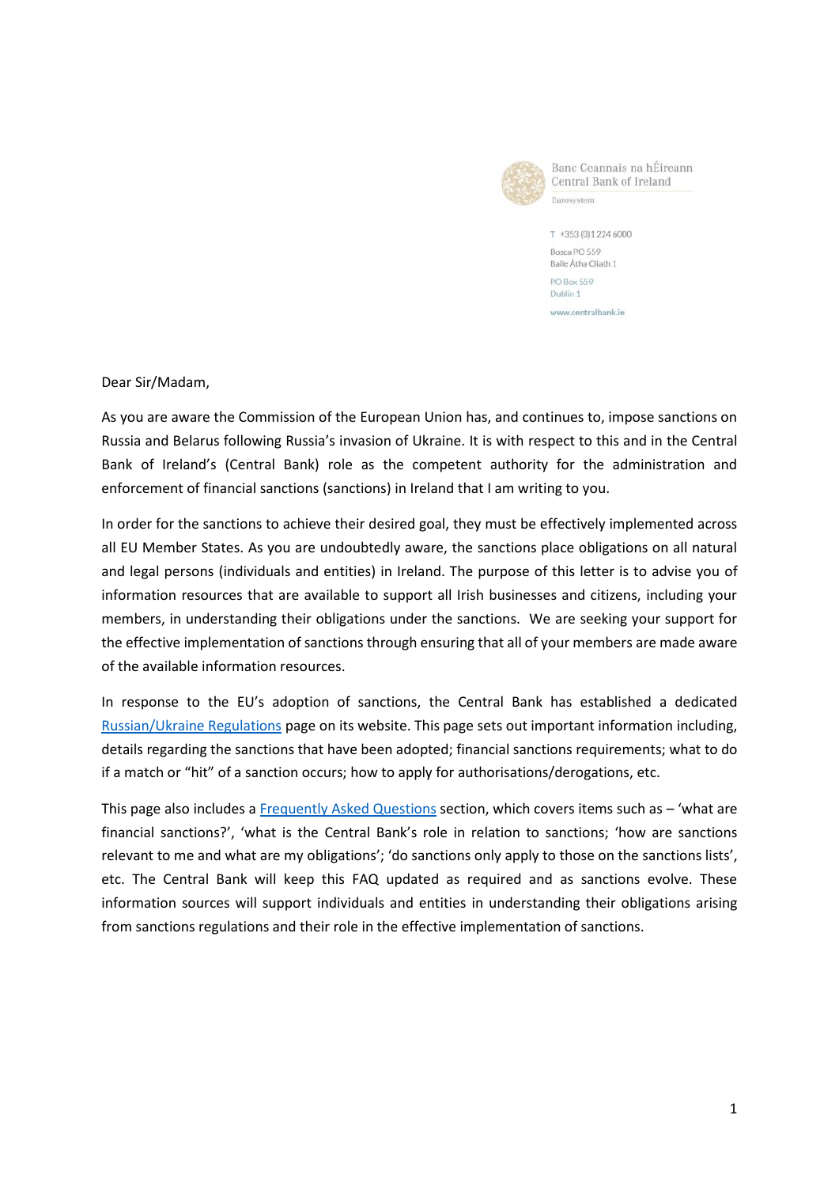Banc Ceannais na hÉireann
Central Bank of Ireland
Eurosystem

T +353 (0)1 224 6000
Bosca PO 559
Baile Átha Cliath 1
PO Box 559
Dublin 1
www.centralbank.ie

Dear Sir/Madam,

As you are aware the Commission of the European Union has, and continues to, impose sanctions on Russia and Belarus following Russia's invasion of Ukraine. It is with respect to this and in the Central Bank of Ireland's (Central Bank) role as the competent authority for the administration and enforcement of financial sanctions (sanctions) in Ireland that I am writing to you.

In order for the sanctions to achieve their desired goal, they must be effectively implemented across all EU Member States. As you are undoubtedly aware, the sanctions place obligations on all natural and legal persons (individuals and entities) in Ireland. The purpose of this letter is to advise you of information resources that are available to support all Irish businesses and citizens, including your members, in understanding their obligations under the sanctions. We are seeking your support for the effective implementation of sanctions through ensuring that all of your members are made aware of the available information resources.

In response to the EU's adoption of sanctions, the Central Bank has established a dedicated Russian/Ukraine Regulations page on its website. This page sets out important information including, details regarding the sanctions that have been adopted; financial sanctions requirements; what to do if a match or "hit" of a sanction occurs; how to apply for authorisations/derogations, etc.

This page also includes a Frequently Asked Questions section, which covers items such as – 'what are financial sanctions?', 'what is the Central Bank's role in relation to sanctions; 'how are sanctions relevant to me and what are my obligations'; 'do sanctions only apply to those on the sanctions lists', etc. The Central Bank will keep this FAQ updated as required and as sanctions evolve. These information sources will support individuals and entities in understanding their obligations arising from sanctions regulations and their role in the effective implementation of sanctions.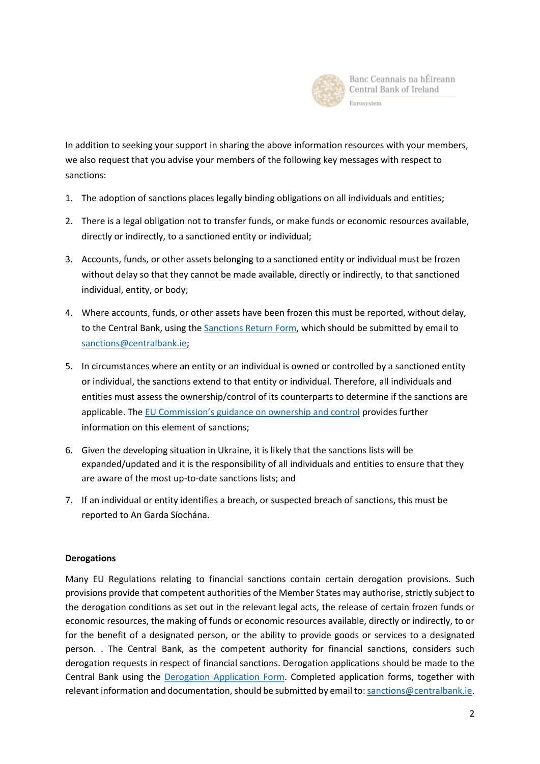In addition to seeking your support in sharing the above information resources with your members, we also request that you advise your members of the following key messages with respect to sanctions:

1. The adoption of sanctions places legally binding obligations on all individuals and entities;

2. There is a legal obligation not to transfer funds, or make funds or economic resources available, directly or indirectly, to a sanctioned entity or individual;

3. Accounts, funds, or other assets belonging to a sanctioned entity or individual must be frozen without delay so that they cannot be made available, directly or indirectly, to that sanctioned individual, entity, or body;

4. Where accounts, funds, or other assets have been frozen this must be reported, without delay, to the Central Bank, using the Sanctions Return Form, which should be submitted by email to sanctions@centralbank.ie;

5. In circumstances where an entity or an individual is owned or controlled by a sanctioned entity or individual, the sanctions extend to that entity or individual. Therefore, all individuals and entities must assess the ownership/control of its counterparts to determine if the sanctions are applicable. The EU Commission's guidance on ownership and control provides further information on this element of sanctions;

6. Given the developing situation in Ukraine, it is likely that the sanctions lists will be expanded/updated and it is the responsibility of all individuals and entities to ensure that they are aware of the most up-to-date sanctions lists; and

7. If an individual or entity identifies a breach, or suspected breach of sanctions, this must be reported to An Garda Síochána.

**Derogations**

Many EU Regulations relating to financial sanctions contain certain derogation provisions. Such provisions provide that competent authorities of the Member States may authorise, strictly subject to the derogation conditions as set out in the relevant legal acts, the release of certain frozen funds or economic resources, the making of funds or economic resources available, directly or indirectly, to or for the benefit of a designated person, or the ability to provide goods or services to a designated person. . The Central Bank, as the competent authority for financial sanctions, considers such derogation requests in respect of financial sanctions. Derogation applications should be made to the Central Bank using the Derogation Application Form. Completed application forms, together with relevant information and documentation, should be submitted by email to: sanctions@centralbank.ie.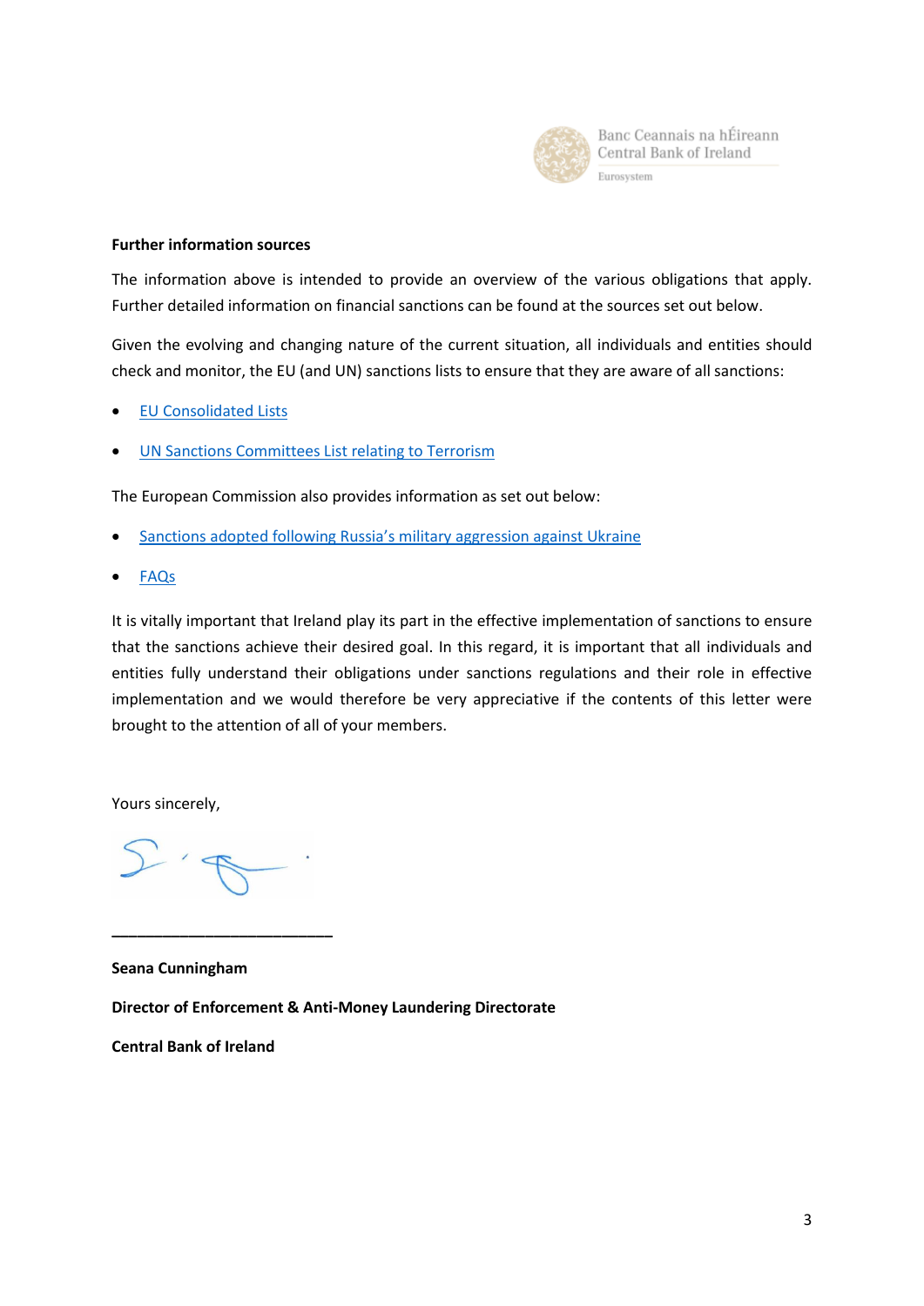**Further information sources**

The information above is intended to provide an overview of the various obligations that apply. Further detailed information on financial sanctions can be found at the sources set out below.

Given the evolving and changing nature of the current situation, all individuals and entities should check and monitor, the EU (and UN) sanctions lists to ensure that they are aware of all sanctions:

- EU Consolidated Lists
- UN Sanctions Committees List relating to Terrorism

The European Commission also provides information as set out below:

- Sanctions adopted following Russia's military aggression against Ukraine
- FAQs

It is vitally important that Ireland play its part in the effective implementation of sanctions to ensure that the sanctions achieve their desired goal. In this regard, it is important that all individuals and entities fully understand their obligations under sanctions regulations and their role in effective implementation and we would therefore be very appreciative if the contents of this letter were brought to the attention of all of your members.

Yours sincerely,

___________________________

**Seana Cunningham**

**Director of Enforcement & Anti-Money Laundering Directorate**

**Central Bank of Ireland**